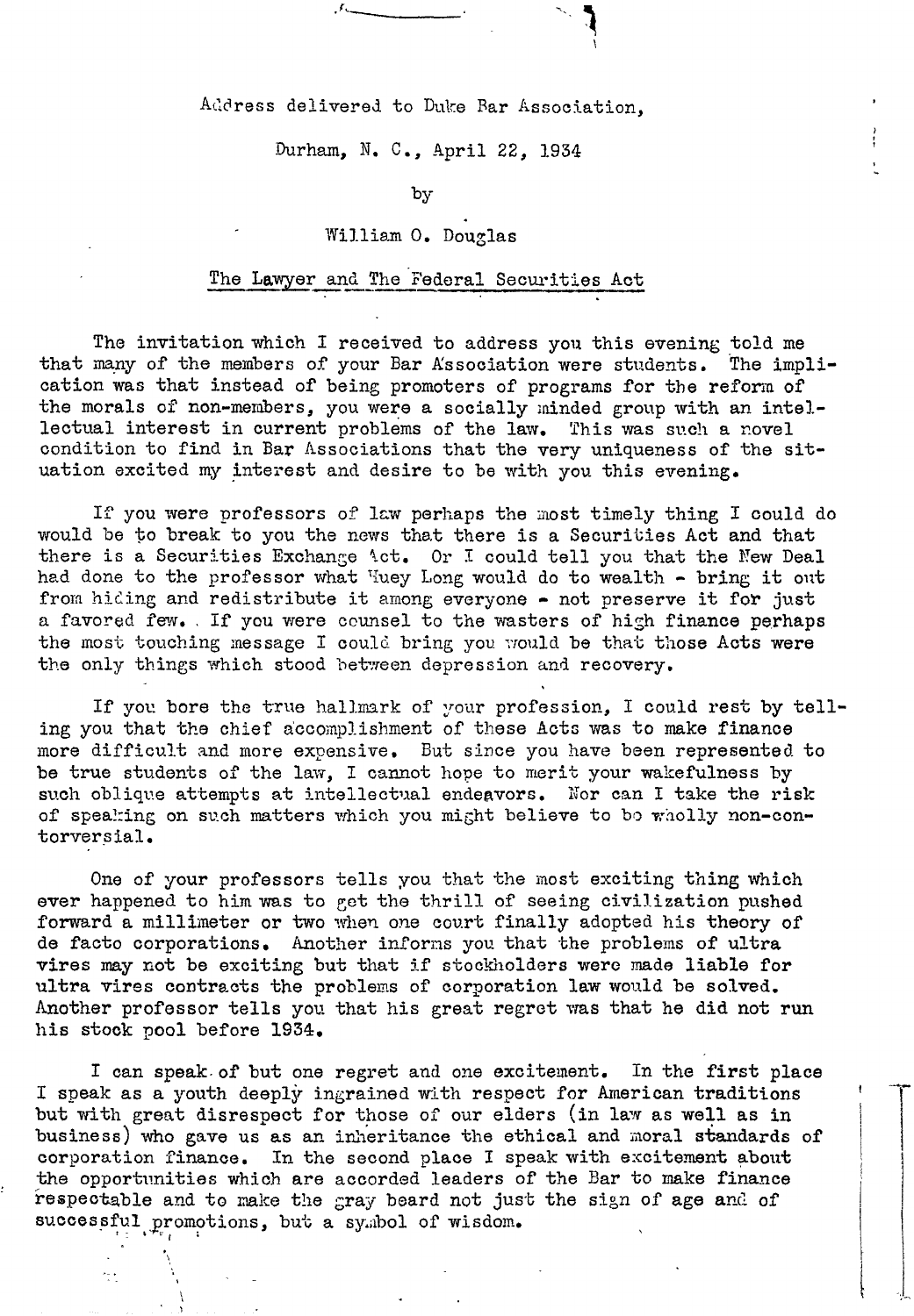Address delivered to Duke Bar Association,

Durham, N. C., April 22, 1934

by

William O. Douglas

The Lawyer and The Federal Securities Act

The invitation which I received to address you this evening told me that many of the members of your Bar Association were students. The implication was that instead of being promoters of programs for the reform of the morals of non-members, you were a socially minded group with an intellectual interest in current problems of the law. This was such a novel condition to find in Bar Associations that the very uniqueness of the situation excited my interest and desire to be with you this evening.

If you were professors of law perhaps the most timely thing I could do would be to break to you the news that there is a Securities Act and that there is a Securities Exchange Act. Or I could tell you that the New Deal had done to the professor what Huey Long would do to wealth - bring it out from hiding and redistribute it among everyone - not preserve it for just a favored few. If you were counsel to the masters of high finance perhaps the most touching message I could bring you would be that those Acts were the only things which stood between depression and recovery.

If you bore the true hallmark of your profession, I could rest by telling you that the chief accomplishment of these Acts was to make finance more difficult and more expensive. But since you have been represented to be true students of the law, I cannot hope to merit your wakefulness by such oblique attempts at intellectual endeavors. Nor can I take the risk of speaking on such matters which you might believe to be wholly non-contorversial.

One of your professors tells you that the most exciting thing which ever happened to him was to get the thrill of seeing civilization pushed forward a millimeter or two when one court finally adopted his theory of de facto corporations. Another informs you that the problems of ultra vires may not be exciting but that if stockholders were made liable for ultra vires contracts the problems of corporation law would be solved. Another professor tells you that his great regret was that he did not run his stock pool before 1934.

I can speak of but one regret and one excitement. In the first place I speak as a youth deeply ingrained with respect for American traditions but with great disrespect for those of our elders (in law as well as in business) who gave us as an inheritance the ethical and moral standards of corporation finance. In the second place I speak with excitement about the opportunities which are accorded leaders of the Bar to make finance respectable and to make the gray beard not just the sign of age and of successful promotions, but a symbol of wisdom.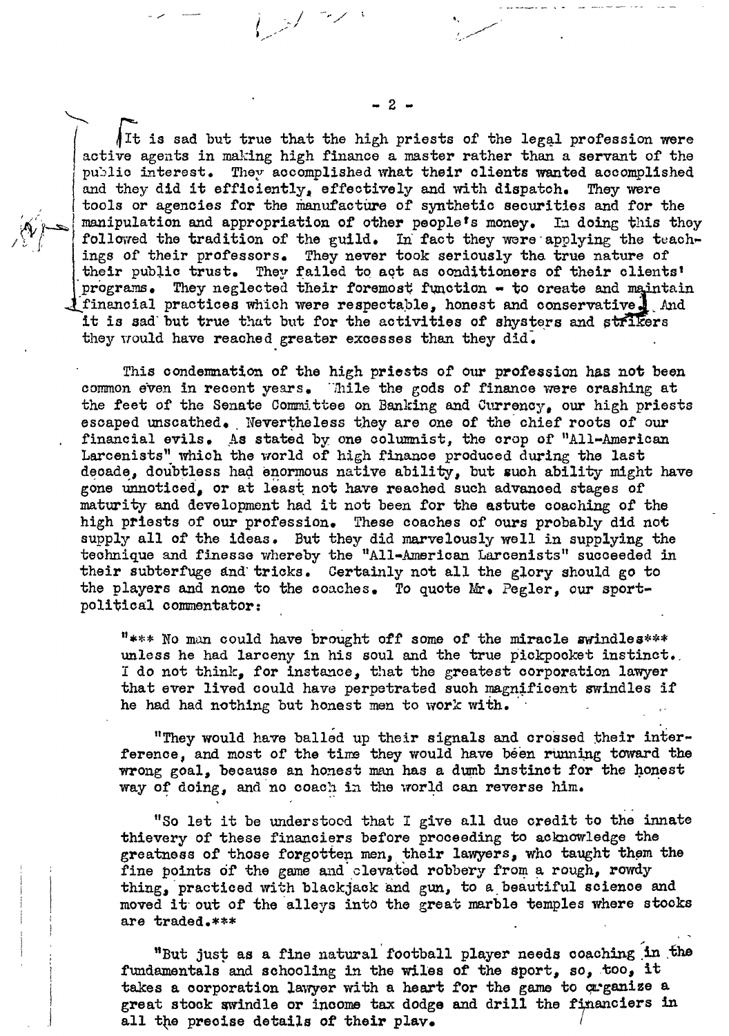It is sad but true that the high priests of the legal profession were active agents in making high finance a master rather than a servant of the public interest. They accomplished what their clients wanted accomplished and they did it efficiently, effectively and with dispatch. They were tools or agencies for the manufacture of synthetic securities and for the manipulation and appropriation of other people's money. In doing this they followed the tradition of the guild. In fact they were applying the teachings of their professors. They never took seriously the true nature of their public trust. They failed to act as conditioners of their clients' programs. They neglected their foremost function - to create and maintain financial practices which were respectable, honest and conservative. And it is sad but true that but for the activities of shysters and strikers they would have reached greater excesses than they did.

This condemnation of the high priests of our profession has not been common even in recent years. While the gods of finance were crashing at the feet of the Senate Committee on Banking and Currency, our high priests escaped unscathed. Nevertheless they are one of the chief roots of our financial evils. As stated by one columnist, the crop of "All-American Larcenists" which the world of high finance produced during the last decade, doubtless had enormous native ability, but such ability might have gone unnoticed, or at least not have reached such advanced stages of maturity and development had it not been for the astute coaching of the high priests of our profession. These coaches of ours probably did not supply all of the ideas. But they did marvelously well in supplying the technique and finesse whereby the "All-American Larcenists" succeeded in their subterfuge and tricks. Certainly not all the glory should go to the players and none to the coaches. To quote Mr. Pegler, our sport-political commentator:

> "*** No man could have brought off some of the miracle swindles*** unless he had larceny in his soul and the true pickpocket instinct. I do not think, for instance, that the greatest corporation lawyer that ever lived could have perpetrated such magnificent swindles if he had had nothing but honest men to work with.
>
> "They would have balled up their signals and crossed their interference, and most of the time they would have been running toward the wrong goal, because an honest man has a dumb instinct for the honest way of doing, and no coach in the world can reverse him.
>
> "So let it be understood that I give all due credit to the innate thievery of these financiers before proceeding to acknowledge the greatness of those forgotten men, their lawyers, who taught them the fine points of the game and elevated robbery from a rough, rowdy thing, practiced with blackjack and gun, to a beautiful science and moved it out of the alleys into the great marble temples where stocks are traded.***
>
> "But just as a fine natural football player needs coaching in the fundamentals and schooling in the wiles of the sport, so, too, it takes a corporation lawyer with a heart for the game to organize a great stock swindle or income tax dodge and drill the financiers in all the precise details of their play.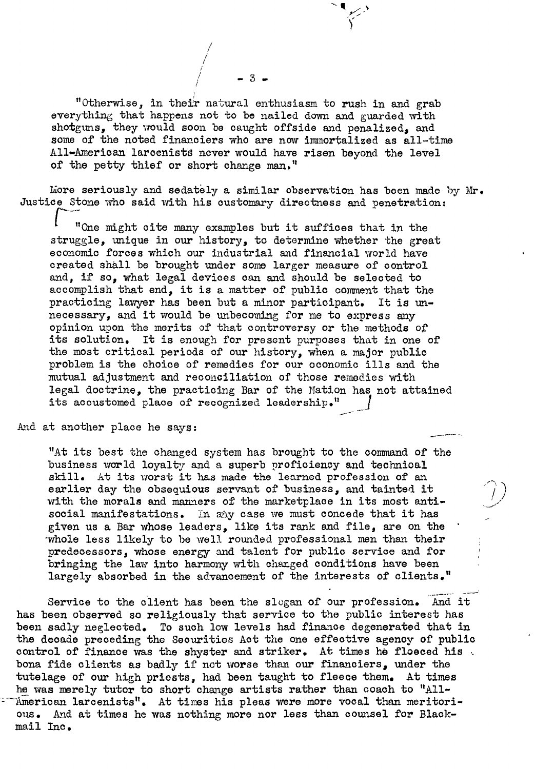> "Otherwise, in their natural enthusiasm to rush in and grab everything that happens not to be nailed down and guarded with shotguns, they would soon be caught offside and penalized, and some of the noted financiers who are now immortalized as all-time All-American larcenists never would have risen beyond the level of the petty thief or short change man."

More seriously and sedately a similar observation has been made by Mr. Justice Stone who said with his customary directness and penetration:

> "One might cite many examples but it suffices that in the struggle, unique in our history, to determine whether the great economic forces which our industrial and financial world have created shall be brought under some larger measure of control and, if so, what legal devices can and should be selected to accomplish that end, it is a matter of public comment that the practicing lawyer has been but a minor participant. It is unnecessary, and it would be unbecoming for me to express any opinion upon the merits of that controversy or the methods of its solution. It is enough for present purposes that in one of the most critical periods of our history, when a major public problem is the choice of remedies for our economic ills and the mutual adjustment and reconciliation of those remedies with legal doctrine, the practicing Bar of the Nation has not attained its accustomed place of recognized leadership."

And at another place he says:

> "At its best the changed system has brought to the command of the business world loyalty and a superb proficiency and technical skill. At its worst it has made the learned profession of an earlier day the obsequious servant of business, and tainted it with the morals and manners of the marketplace in its most anti-social manifestations. In any case we must concede that it has given us a Bar whose leaders, like its rank and file, are on the whole less likely to be well rounded professional men than their predecessors, whose energy and talent for public service and for bringing the law into harmony with changed conditions have been largely absorbed in the advancement of the interests of clients."

Service to the client has been the slogan of our profession. And it has been observed so religiously that service to the public interest has been sadly neglected. To such low levels had finance degenerated that in the decade preceding the Securities Act the one effective agency of public control of finance was the shyster and striker. At times he fleeced his bona fide clients as badly if not worse than our financiers, under the tutelage of our high priests, had been taught to fleece them. At times he was merely tutor to short change artists rather than coach to "All-American larcenists". At times his pleas were more vocal than meritorious. And at times he was nothing more nor less than counsel for Blackmail Inc.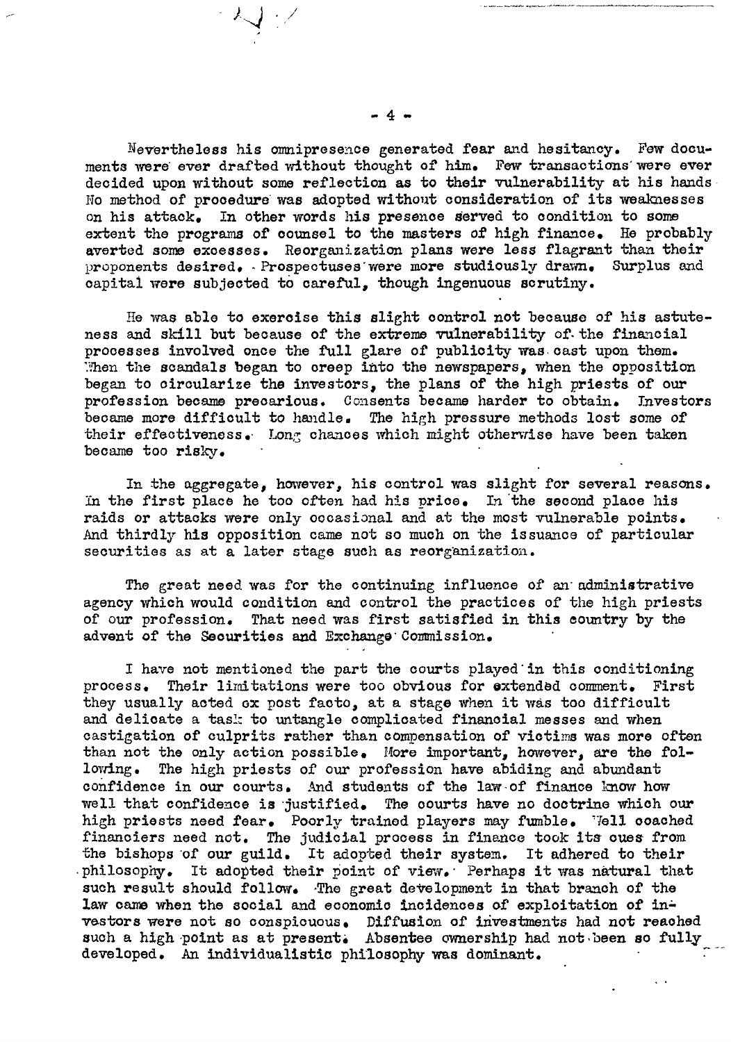Nevertheless his omnipresence generated fear and hesitancy. Few documents were ever drafted without thought of him. Few transactions were ever decided upon without some reflection as to their vulnerability at his hands. No method of procedure was adopted without consideration of its weaknesses on his attack. In other words his presence served to condition to some extent the programs of counsel to the masters of high finance. He probably averted some excesses. Reorganization plans were less flagrant than their proponents desired. Prospectuses were more studiously drawn. Surplus and capital were subjected to careful, though ingenuous scrutiny.

He was able to exercise this slight control not because of his astuteness and skill but because of the extreme vulnerability of the financial processes involved once the full glare of publicity was cast upon them. When the scandals began to creep into the newspapers, when the opposition began to circularize the investors, the plans of the high priests of our profession became precarious. Consents became harder to obtain. Investors became more difficult to handle. The high pressure methods lost some of their effectiveness. Long chances which might otherwise have been taken became too risky.

In the aggregate, however, his control was slight for several reasons. In the first place he too often had his price. In the second place his raids or attacks were only occasional and at the most vulnerable points. And thirdly his opposition came not so much on the issuance of particular securities as at a later stage such as reorganization.

The great need was for the continuing influence of an administrative agency which would condition and control the practices of the high priests of our profession. That need was first satisfied in this country by the advent of the Securities and Exchange Commission.

I have not mentioned the part the courts played in this conditioning process. Their limitations were too obvious for extended comment. First they usually acted ex post facto, at a stage when it was too difficult and delicate a task to untangle complicated financial messes and when castigation of culprits rather than compensation of victims was more often than not the only action possible. More important, however, are the following. The high priests of our profession have abiding and abundant confidence in our courts. And students of the law of finance know how well that confidence is justified. The courts have no doctrine which our high priests need fear. Poorly trained players may fumble. Well coached financiers need not. The judicial process in finance took its cues from the bishops of our guild. It adopted their system. It adhered to their philosophy. It adopted their point of view. Perhaps it was natural that such result should follow. The great development in that branch of the law came when the social and economic incidences of exploitation of investors were not so conspicuous. Diffusion of investments had not reached such a high point as at present. Absentee ownership had not been so fully developed. An individualistic philosophy was dominant.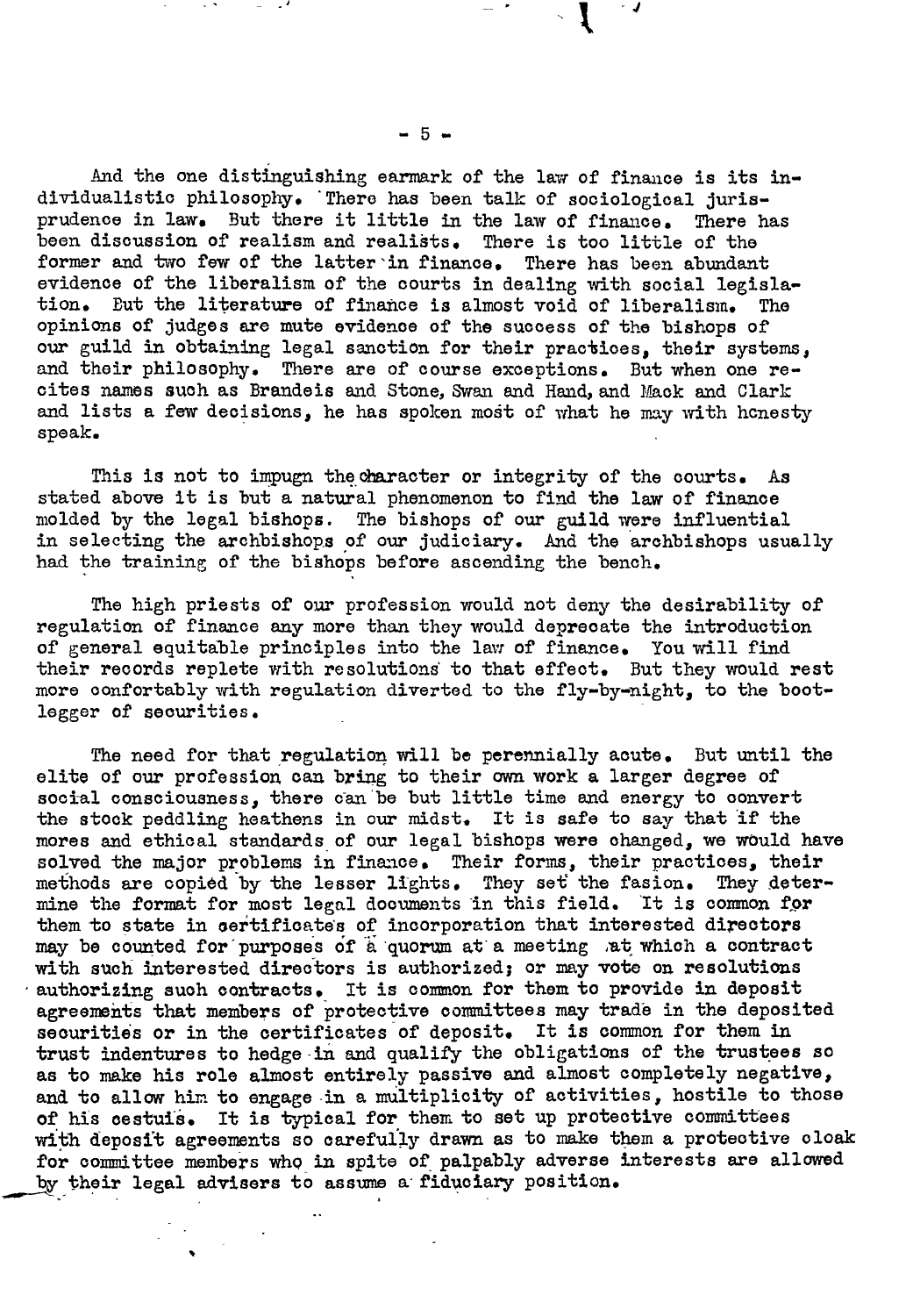And the one distinguishing earmark of the law of finance is its individualistic philosophy. There has been talk of sociological jurisprudence in law. But there it little in the law of finance. There has been discussion of realism and realists. There is too little of the former and two few of the latter in finance. There has been abundant evidence of the liberalism of the courts in dealing with social legislation. But the literature of finance is almost void of liberalism. The opinions of judges are mute evidence of the success of the bishops of our guild in obtaining legal sanction for their practices, their systems, and their philosophy. There are of course exceptions. But when one recites names such as Brandeis and Stone, Swan and Hand, and Mack and Clark and lists a few decisions, he has spoken most of what he may with honesty speak.

This is not to impugn the character or integrity of the courts. As stated above it is but a natural phenomenon to find the law of finance molded by the legal bishops. The bishops of our guild were influential in selecting the archbishops of our judiciary. And the archbishops usually had the training of the bishops before ascending the bench.

The high priests of our profession would not deny the desirability of regulation of finance any more than they would deprecate the introduction of general equitable principles into the law of finance. You will find their records replete with resolutions to that effect. But they would rest more confortably with regulation diverted to the fly-by-night, to the bootlegger of securities.

The need for that regulation will be perennially acute. But until the elite of our profession can bring to their own work a larger degree of social consciousness, there can be but little time and energy to convert the stock peddling heathens in our midst. It is safe to say that if the mores and ethical standards of our legal bishops were changed, we would have solved the major problems in finance. Their forms, their practices, their methods are copied by the lesser lights. They set the fasion. They determine the format for most legal documents in this field. It is common for them to state in certificates of incorporation that interested directors may be counted for purposes of a quorum at a meeting at which a contract with such interested directors is authorized; or may vote on resolutions authorizing such contracts. It is common for them to provide in deposit agreements that members of protective committees may trade in the deposited securities or in the certificates of deposit. It is common for them in trust indentures to hedge in and qualify the obligations of the trustees so as to make his role almost entirely passive and almost completely negative, and to allow him to engage in a multiplicity of activities, hostile to those of his cestuis. It is typical for them to set up protective committees with deposit agreements so carefully drawn as to make them a protective cloak for committee members who in spite of palpably adverse interests are allowed by their legal advisers to assume a fiduciary position.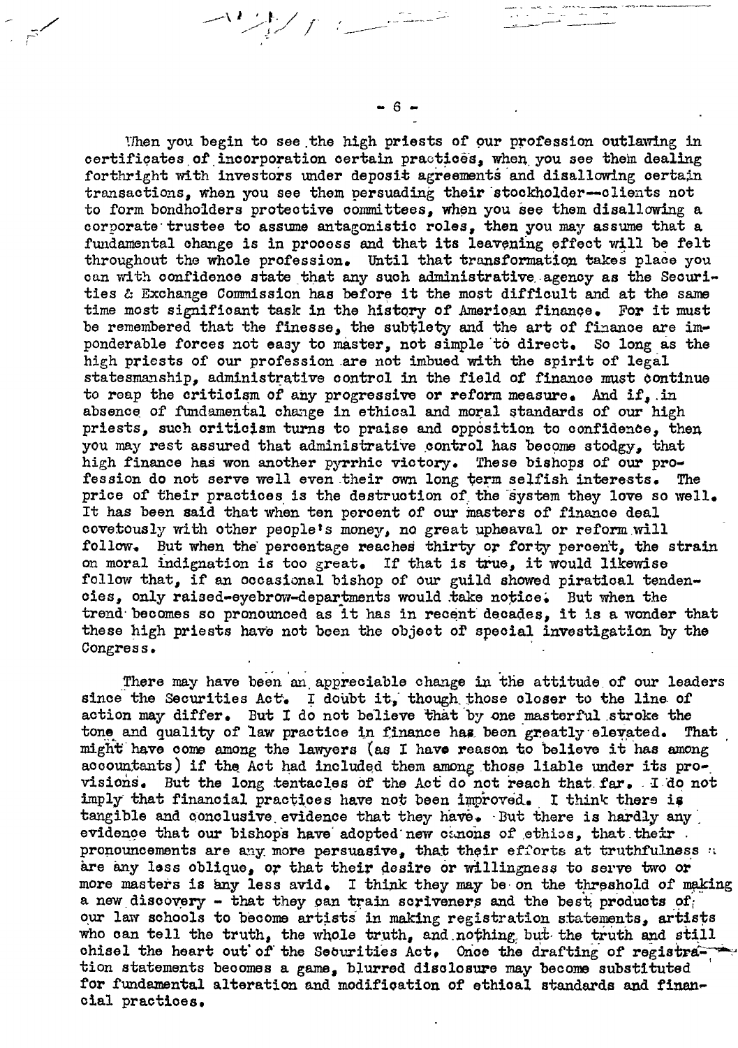When you begin to see the high priests of our profession outlawing in certificates of incorporation certain practices, when you see them dealing forthright with investors under deposit agreements and disallowing certain transactions, when you see them persuading their stockholder--clients not to form bondholders protective committees, when you see them disallowing a corporate trustee to assume antagonistic roles, then you may assume that a fundamental change is in process and that its leavening effect will be felt throughout the whole profession. Until that transformation takes place you can with confidence state that any such administrative agency as the Securities & Exchange Commission has before it the most difficult and at the same time most significant task in the history of American finance. For it must be remembered that the finesse, the subtlety and the art of finance are imponderable forces not easy to master, not simple to direct. So long as the high priests of our profession are not imbued with the spirit of legal statesmanship, administrative control in the field of finance must continue to reap the criticism of any progressive or reform measure. And if, in absence of fundamental change in ethical and moral standards of our high priests, such criticism turns to praise and opposition to confidence, then you may rest assured that administrative control has become stodgy, that high finance has won another pyrrhic victory. These bishops of our profession do not serve well even their own long term selfish interests. The price of their practices is the destruction of the system they love so well. It has been said that when ten percent of our masters of finance deal covetously with other people's money, no great upheaval or reform will follow. But when the percentage reaches thirty or forty percent, the strain on moral indignation is too great. If that is true, it would likewise follow that, if an occasional bishop of our guild showed piratical tendencies, only raised-eyebrow-departments would take notice. But when the trend becomes so pronounced as it has in recent decades, it is a wonder that these high priests have not been the object of special investigation by the Congress.

There may have been an appreciable change in the attitude of our leaders since the Securities Act. I doubt it, though those closer to the line of action may differ. But I do not believe that by one masterful stroke the tone and quality of law practice in finance has been greatly elevated. That might have come among the lawyers (as I have reason to believe it has among accountants) if the Act had included them among those liable under its provisions. But the long tentacles of the Act do not reach that far. I do not imply that financial practices have not been improved. I think there is tangible and conclusive evidence that they have. But there is hardly any evidence that our bishops have adopted new canons of ethics, that their pronouncements are any more persuasive, that their efforts at truthfulness are any less oblique, or that their desire or willingness to serve two or more masters is any less avid. I think they may be on the threshold of making a new discovery - that they can train scriveners and the best products of our law schools to become artists in making registration statements, artists who can tell the truth, the whole truth, and nothing but the truth and still chisel the heart out of the Securities Act. Once the drafting of registration statements becomes a game, blurred disclosure may become substituted for fundamental alteration and modification of ethical standards and financial practices.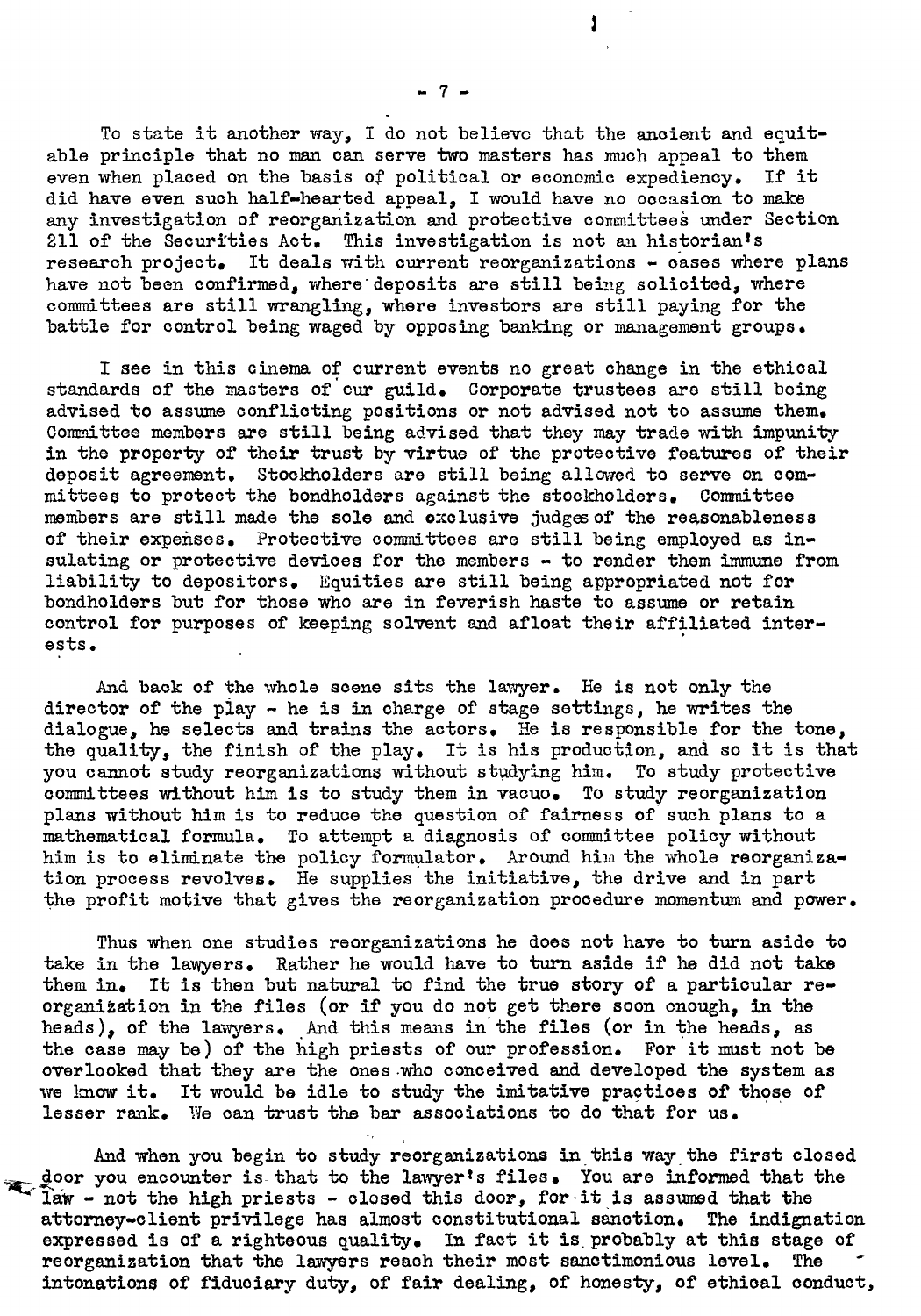To state it another way, I do not believe that the ancient and equitable principle that no man can serve two masters has much appeal to them even when placed on the basis of political or economic expediency. If it did have even such half-hearted appeal, I would have no occasion to make any investigation of reorganization and protective committees under Section 211 of the Securities Act. This investigation is not an historian's research project. It deals with current reorganizations - cases where plans have not been confirmed, where deposits are still being solicited, where committees are still wrangling, where investors are still paying for the battle for control being waged by opposing banking or management groups.

I see in this cinema of current events no great change in the ethical standards of the masters of our guild. Corporate trustees are still being advised to assume conflicting positions or not advised not to assume them. Committee members are still being advised that they may trade with impunity in the property of their trust by virtue of the protective features of their deposit agreement. Stockholders are still being allowed to serve on committees to protect the bondholders against the stockholders. Committee members are still made the sole and exclusive judges of the reasonableness of their expenses. Protective committees are still being employed as insulating or protective devices for the members - to render them immune from liability to depositors. Equities are still being appropriated not for bondholders but for those who are in feverish haste to assume or retain control for purposes of keeping solvent and afloat their affiliated interests.

And back of the whole scene sits the lawyer. He is not only the director of the play - he is in charge of stage settings, he writes the dialogue, he selects and trains the actors. He is responsible for the tone, the quality, the finish of the play. It is his production, and so it is that you cannot study reorganizations without studying him. To study protective committees without him is to study them in vacuo. To study reorganization plans without him is to reduce the question of fairness of such plans to a mathematical formula. To attempt a diagnosis of committee policy without him is to eliminate the policy formulator. Around him the whole reorganization process revolves. He supplies the initiative, the drive and in part the profit motive that gives the reorganization procedure momentum and power.

Thus when one studies reorganizations he does not have to turn aside to take in the lawyers. Rather he would have to turn aside if he did not take them in. It is then but natural to find the true story of a particular reorganization in the files (or if you do not get there soon enough, in the heads), of the lawyers. And this means in the files (or in the heads, as the case may be) of the high priests of our profession. For it must not be overlooked that they are the ones who conceived and developed the system as we know it. It would be idle to study the imitative practices of those of lesser rank. We can trust the bar associations to do that for us.

And when you begin to study reorganizations in this way the first closed door you encounter is that to the lawyer's files. You are informed that the law - not the high priests - closed this door, for it is assumed that the attorney-client privilege has almost constitutional sanction. The indignation expressed is of a righteous quality. In fact it is probably at this stage of reorganization that the lawyers reach their most sanctimonious level. The intonations of fiduciary duty, of fair dealing, of honesty, of ethical conduct,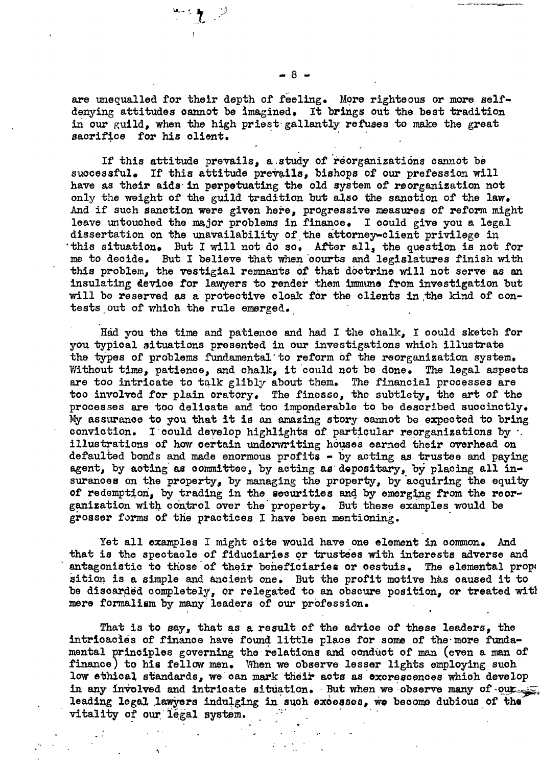are unequalled for their depth of feeling. More righteous or more self-denying attitudes cannot be imagined. It brings out the best tradition in our guild, when the high priest gallantly refuses to make the great sacrifice for his client.

If this attitude prevails, a study of reorganizations cannot be successful. If this attitude prevails, bishops of our prefession will have as their aids in perpetuating the old system of reorganization not only the weight of the guild tradition but also the sanction of the law. And if such sanction were given here, progressive measures of reform might leave untouched the major problems in finance. I could give you a legal dissertation on the unavailability of the attorney-client privilege in this situation. But I will not do so. After all, the question is not for me to decide. But I believe that when courts and legislatures finish with this problem, the vestigial remnants of that doctrine will not serve as an insulating device for lawyers to render them immune from investigation but will be reserved as a protective cloak for the clients in the kind of contests out of which the rule emerged.

Had you the time and patience and had I the chalk, I could sketch for you typical situations presented in our investigations which illustrate the types of problems fundamental to reform of the reorganization system. Without time, patience, and chalk, it could not be done. The legal aspects are too intricate to talk glibly about them. The financial processes are too involved for plain oratory. The finesse, the subtlety, the art of the processes are too delicate and too imponderable to be described succinctly. My assurance to you that it is an amazing story cannot be expected to bring conviction. I could develop highlights of particular reorganizations by illustrations of how certain underwriting houses earned their overhead on defaulted bonds and made enormous profits - by acting as trustee and paying agent, by acting as committee, by acting as depositary, by placing all insurances on the property, by managing the property, by acquiring the equity of redemption, by trading in the securities and by emerging from the reorganization with control over the property. But these examples would be grosser forms of the practices I have been mentioning.

Yet all examples I might cite would have one element in common. And that is the spectacle of fiduciaries or trustees with interests adverse and antagonistic to those of their beneficiaries or cestuis. The elemental propo sition is a simple and ancient one. But the profit motive has caused it to be discarded completely, or relegated to an obscure position, or treated with mere formalism by many leaders of our profession.

That is to say, that as a result of the advice of these leaders, the intricacies of finance have found little place for some of the more fundamental principles governing the relations and conduct of man (even a man of finance) to his fellow men. When we observe lesser lights employing such low ethical standards, we can mark their acts as excrescences which develop in any involved and intricate situation. But when we observe many of our leading legal lawyers indulging in such excesses, we become dubious of the vitality of our legal system.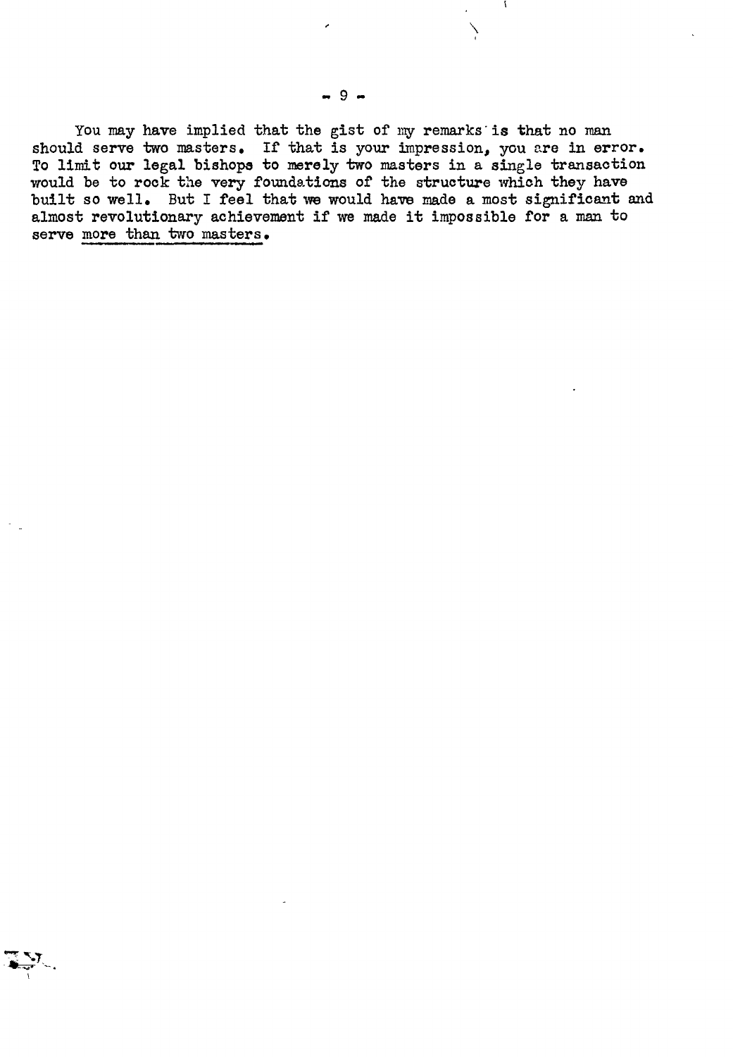You may have implied that the gist of my remarks is that no man should serve two masters. If that is your impression, you are in error. To limit our legal bishops to merely two masters in a single transaction would be to rock the very foundations of the structure which they have built so well. But I feel that we would have made a most significant and almost revolutionary achievement if we made it impossible for a man to serve <u>more than two masters</u>.